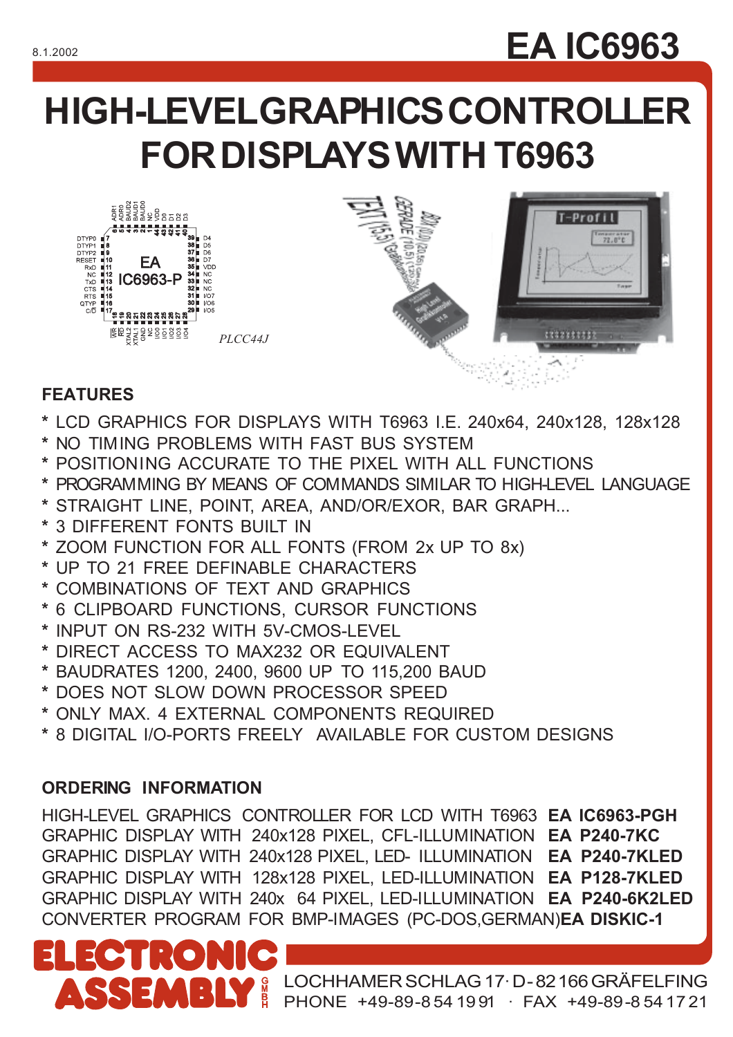8.1.2002

# EA IC6963

# HIGH-LEVEL GRAPHICS CONTROLLER FOR DISPLAYS WITH T6963

PLCC44J

## FEATURES

* LCD GRAPHICS FOR DISPLAYS WITH T6963 I.E. 240x64, 240x128, 128x128
* NO TIMING PROBLEMS WITH FAST BUS SYSTEM
* POSITIONING ACCURATE TO THE PIXEL WITH ALL FUNCTIONS
* PROGRAMMING BY MEANS OF COMMANDS SIMILAR TO HIGH-LEVEL LANGUAGE
* STRAIGHT LINE, POINT, AREA, AND/OR/EXOR, BAR GRAPH...
* 3 DIFFERENT FONTS BUILT IN
* ZOOM FUNCTION FOR ALL FONTS (FROM 2x UP TO 8x)
* UP TO 21 FREE DEFINABLE CHARACTERS
* COMBINATIONS OF TEXT AND GRAPHICS
* 6 CLIPBOARD FUNCTIONS, CURSOR FUNCTIONS
* INPUT ON RS-232 WITH 5V-CMOS-LEVEL
* DIRECT ACCESS TO MAX232 OR EQUIVALENT
* BAUDRATES 1200, 2400, 9600 UP TO 115,200 BAUD
* DOES NOT SLOW DOWN PROCESSOR SPEED
* ONLY MAX. 4 EXTERNAL COMPONENTS REQUIRED
* 8 DIGITAL I/O-PORTS FREELY AVAILABLE FOR CUSTOM DESIGNS

## ORDERING INFORMATION

| | |
|---|---|
| HIGH-LEVEL GRAPHICS CONTROLLER FOR LCD WITH T6963 | **EA IC6963-PGH** |
| GRAPHIC DISPLAY WITH 240x128 PIXEL, CFL-ILLUMINATION | **EA P240-7KC** |
| GRAPHIC DISPLAY WITH 240x128 PIXEL, LED- ILLUMINATION | **EA P240-7KLED** |
| GRAPHIC DISPLAY WITH 128x128 PIXEL, LED-ILLUMINATION | **EA P128-7KLED** |
| GRAPHIC DISPLAY WITH 240x 64 PIXEL, LED-ILLUMINATION | **EA P240-6K2LED** |
| CONVERTER PROGRAM FOR BMP-IMAGES (PC-DOS,GERMAN) | **EA DISKIC-1** |

ELECTRONIC ASSEMBLY GMBH
LOCHHAMER SCHLAG 17 · D-82166 GRÄFELFING
PHONE +49-89-8 54 19 91 · FAX +49-89-8 54 17 21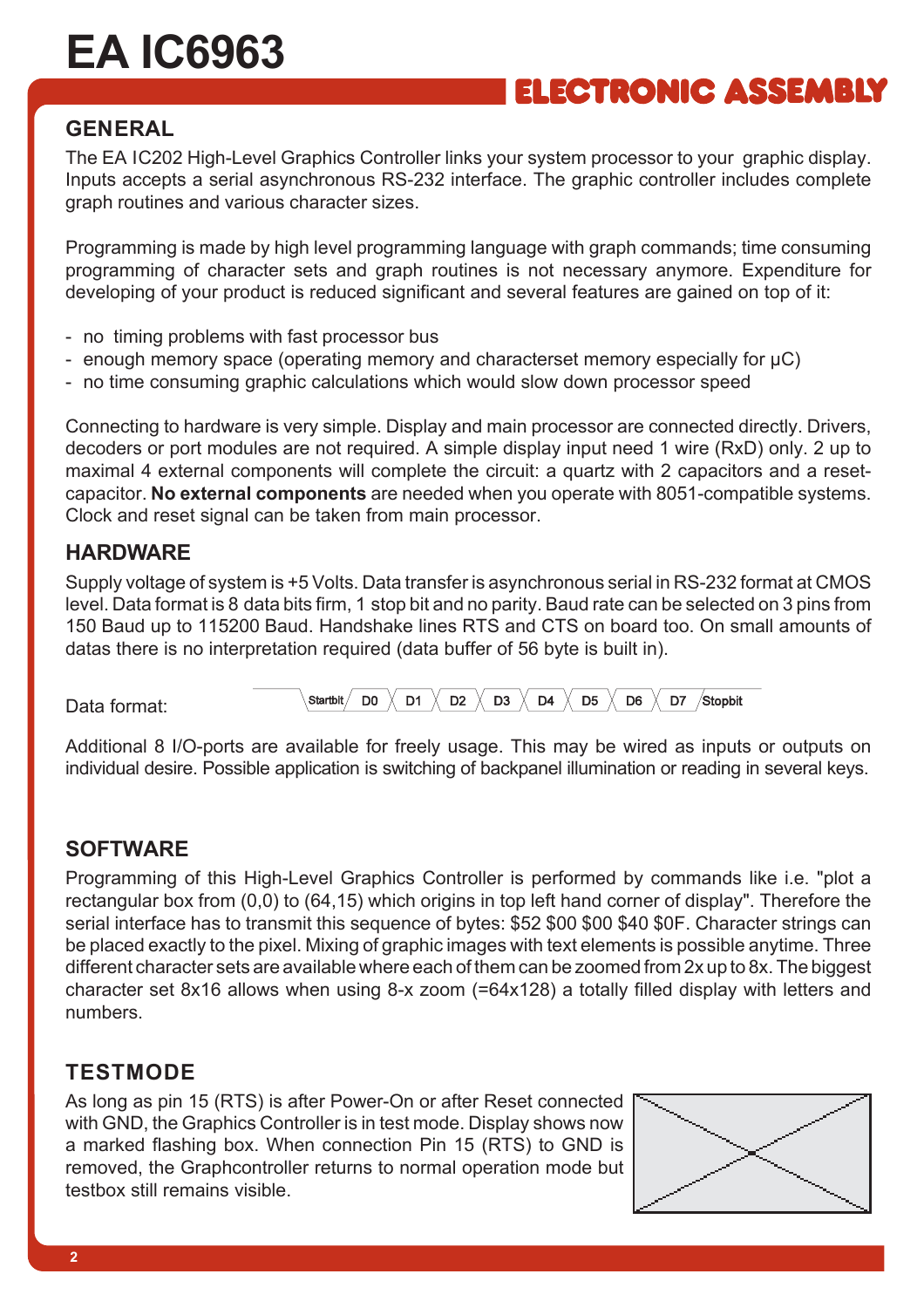# EA IC6963

**ELECTRONIC ASSEMBLY**

## GENERAL

The EA IC202 High-Level Graphics Controller links your system processor to your graphic display. Inputs accepts a serial asynchronous RS-232 interface. The graphic controller includes complete graph routines and various character sizes.

Programming is made by high level programming language with graph commands; time consuming programming of character sets and graph routines is not necessary anymore. Expenditure for developing of your product is reduced significant and several features are gained on top of it:

- no timing problems with fast processor bus
- enough memory space (operating memory and characterset memory especially for µC)
- no time consuming graphic calculations which would slow down processor speed

Connecting to hardware is very simple. Display and main processor are connected directly. Drivers, decoders or port modules are not required. A simple display input need 1 wire (RxD) only. 2 up to maximal 4 external components will complete the circuit: a quartz with 2 capacitors and a reset-capacitor. **No external components** are needed when you operate with 8051-compatible systems. Clock and reset signal can be taken from main processor.

## HARDWARE

Supply voltage of system is +5 Volts. Data transfer is asynchronous serial in RS-232 format at CMOS level. Data format is 8 data bits firm, 1 stop bit and no parity. Baud rate can be selected on 3 pins from 150 Baud up to 115200 Baud. Handshake lines RTS and CTS on board too. On small amounts of datas there is no interpretation required (data buffer of 56 byte is built in).

Data format: Startbit | D0 | D1 | D2 | D3 | D4 | D5 | D6 | D7 | Stopbit

Additional 8 I/O-ports are available for freely usage. This may be wired as inputs or outputs on individual desire. Possible application is switching of backpanel illumination or reading in several keys.

## SOFTWARE

Programming of this High-Level Graphics Controller is performed by commands like i.e. "plot a rectangular box from (0,0) to (64,15) which origins in top left hand corner of display". Therefore the serial interface has to transmit this sequence of bytes: $52 $00 $00 $40 $0F. Character strings can be placed exactly to the pixel. Mixing of graphic images with text elements is possible anytime. Three different character sets are available where each of them can be zoomed from 2x up to 8x. The biggest character set 8x16 allows when using 8-x zoom (=64x128) a totally filled display with letters and numbers.

## TESTMODE

As long as pin 15 (RTS) is after Power-On or after Reset connected with GND, the Graphics Controller is in test mode. Display shows now a marked flashing box. When connection Pin 15 (RTS) to GND is removed, the Graphcontroller returns to normal operation mode but testbox still remains visible.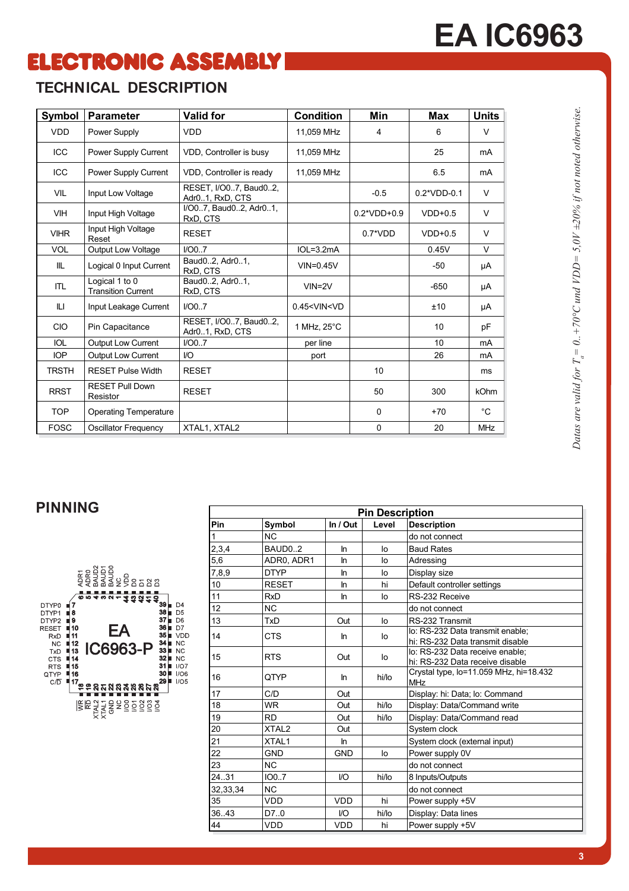# EA IC6963

## ELECTRONIC ASSEMBLY

## TECHNICAL DESCRIPTION

| Symbol | Parameter | Valid for | Condition | Min | Max | Units |
|---|---|---|---|---|---|---|
| VDD | Power Supply | VDD | 11,059 MHz | 4 | 6 | V |
| ICC | Power Supply Current | VDD, Controller is busy | 11,059 MHz | | 25 | mA |
| ICC | Power Supply Current | VDD, Controller is ready | 11,059 MHz | | 6.5 | mA |
| VIL | Input Low Voltage | RESET, I/O0..7, Baud0..2, Adr0..1, RxD, CTS | | -0.5 | 0.2*VDD-0.1 | V |
| VIH | Input High Voltage | I/O0..7, Baud0..2, Adr0..1, RxD, CTS | | 0.2*VDD+0.9 | VDD+0.5 | V |
| VIHR | Input High Voltage Reset | RESET | | 0.7*VDD | VDD+0.5 | V |
| VOL | Output Low Voltage | I/O0..7 | IOL=3.2mA | | 0.45V | V |
| IIL | Logical 0 Input Current | Baud0..2, Adr0..1, RxD, CTS | VIN=0.45V | | -50 | µA |
| ITL | Logical 1 to 0 Transition Current | Baud0..2, Adr0..1, RxD, CTS | VIN=2V | | -650 | µA |
| ILI | Input Leakage Current | I/O0..7 | 0.45<VIN<VD | | ±10 | µA |
| CIO | Pin Capacitance | RESET, I/O0..7, Baud0..2, Adr0..1, RxD, CTS | 1 MHz, 25°C | | 10 | pF |
| IOL | Output Low Current | I/O0..7 | per line | | 10 | mA |
| IOP | Output Low Current | I/O | port | | 26 | mA |
| TRSTH | RESET Pulse Width | RESET | | 10 | | ms |
| RRST | RESET Pull Down Resistor | RESET | | 50 | 300 | kOhm |
| TOP | Operating Temperature | | | 0 | +70 | °C |
| FOSC | Oscillator Frequency | XTAL1, XTAL2 | | 0 | 20 | MHz |

*Datas are valid for $T_a = 0..+70°C$ und VDD= 5,0V ±20% if not noted otherwise.*

## PINNING

| Pin | Symbol | In / Out | Level | Description |
|---|---|---|---|---|
| 1 | NC | | | do not connect |
| 2,3,4 | BAUD0..2 | In | lo | Baud Rates |
| 5,6 | ADR0, ADR1 | In | lo | Adressing |
| 7,8,9 | DTYP | In | lo | Display size |
| 10 | RESET | In | hi | Default controller settings |
| 11 | RxD | In | lo | RS-232 Receive |
| 12 | NC | | | do not connect |
| 13 | TxD | Out | lo | RS-232 Transmit |
| 14 | CTS | In | lo | lo: RS-232 Data transmit enable; hi: RS-232 Data transmit disable |
| 15 | RTS | Out | lo | lo: RS-232 Data receive enable; hi: RS-232 Data receive disable |
| 16 | QTYP | In | hi/lo | Crystal type, lo=11.059 MHz, hi=18.432 MHz |
| 17 | C/D | Out | | Display: hi: Data; lo: Command |
| 18 | WR | Out | hi/lo | Display: Data/Command write |
| 19 | RD | Out | hi/lo | Display: Data/Command read |
| 20 | XTAL2 | Out | | System clock |
| 21 | XTAL1 | In | | System clock (external input) |
| 22 | GND | GND | lo | Power supply 0V |
| 23 | NC | | | do not connect |
| 24..31 | IO0..7 | I/O | hi/lo | 8 Inputs/Outputs |
| 32,33,34 | NC | | | do not connect |
| 35 | VDD | VDD | hi | Power supply +5V |
| 36..43 | D7..0 | I/O | hi/lo | Display: Data lines |
| 44 | VDD | VDD | hi | Power supply +5V |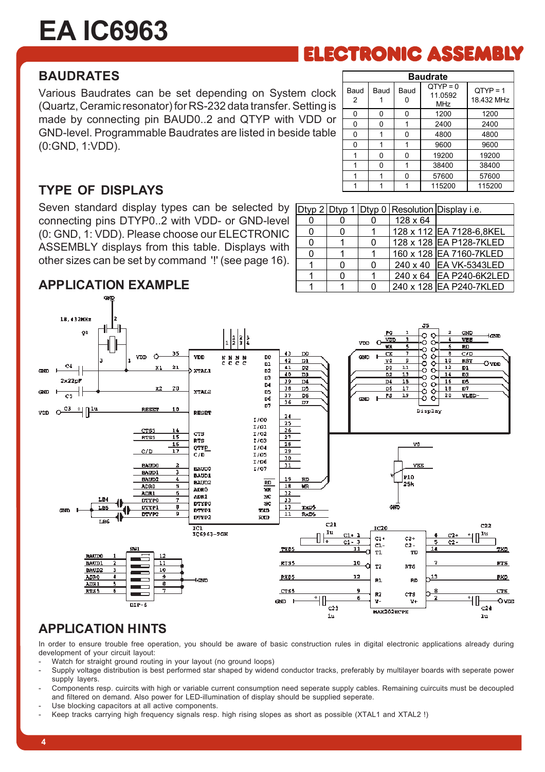# EA IC6963

## BAUDRATES

Various Baudrates can be set depending on System clock (Quartz, Ceramic resonator) for RS-232 data transfer. Setting is made by connecting pin BAUD0..2 and QTYP with VDD or GND-level. Programmable Baudrates are listed in beside table (0:GND, 1:VDD).

| Baudrate | | | | |
|---|---|---|---|---|
| Baud 2 | Baud 1 | Baud 0 | QTYP = 0 11.0592 MHz | QTYP = 1 18.432 MHz |
| 0 | 0 | 0 | 1200 | 1200 |
| 0 | 0 | 1 | 2400 | 2400 |
| 0 | 1 | 0 | 4800 | 4800 |
| 0 | 1 | 1 | 9600 | 9600 |
| 1 | 0 | 0 | 19200 | 19200 |
| 1 | 0 | 1 | 38400 | 38400 |
| 1 | 1 | 0 | 57600 | 57600 |
| 1 | 1 | 1 | 115200 | 115200 |

## TYPE OF DISPLAYS

Seven standard display types can be selected by connecting pins DTYP0..2 with VDD- or GND-level (0: GND, 1: VDD). Please choose our ELECTRONIC ASSEMBLY displays from this table. Displays with other sizes can be set by command '!' (see page 16).

| Dtyp 2 | Dtyp 1 | Dtyp 0 | Resolution | Display i.e. |
|---|---|---|---|---|
| 0 | 0 | 0 | 128 x 64 | |
| 0 | 0 | 1 | 128 x 112 | EA 7128-6,8KEL |
| 0 | 1 | 0 | 128 x 128 | EA P128-7KLED |
| 0 | 1 | 1 | 160 x 128 | EA 7160-7KLED |
| 1 | 0 | 0 | 240 x 40 | EA VK-5343LED |
| 1 | 0 | 1 | 240 x 64 | EA P240-6K2LED |
| 1 | 1 | 0 | 240 x 128 | EA P240-7KLED |

## APPLICATION EXAMPLE

## APPLICATION HINTS

In order to ensure trouble free operation, you should be aware of basic construction rules in digital electronic applications already during development of your circuit layout:

- Watch for straight ground routing in your layout (no ground loops)
- Supply voltage distribution is best performed star shaped by widend conductor tracks, preferably by multilayer boards with seperate power supply layers.
- Components resp. cuircits with high or variable current consumption need seperate supply cables. Remaining cuircuits must be decoupled and filtered on demand. Also power for LED-illumination of display should be supplied seperate.
- Use blocking capacitors at all active components.
- Keep tracks carrying high frequency signals resp. high rising slopes as short as possible (XTAL1 and XTAL2 !)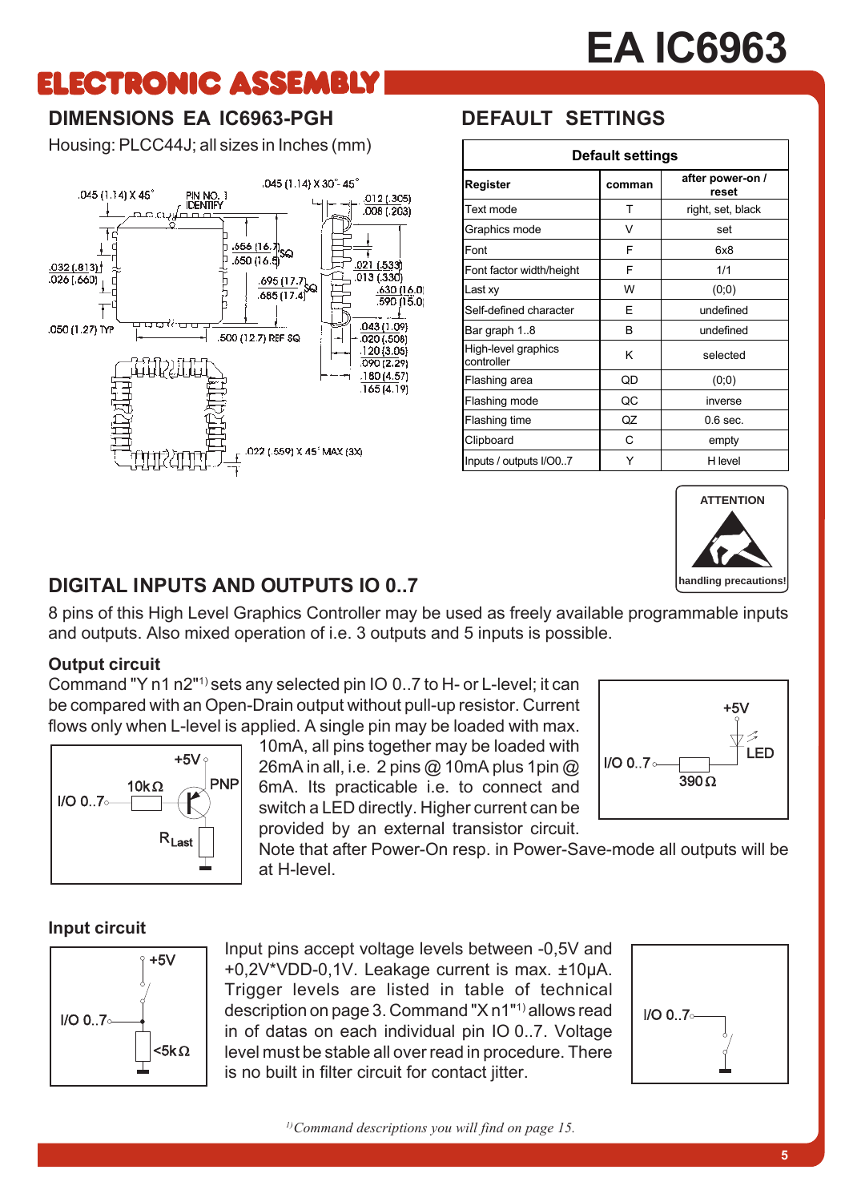# EA IC6963

## DIMENSIONS EA IC6963-PGH

Housing: PLCC44J; all sizes in Inches (mm)

## DEFAULT SETTINGS

| Default settings | | |
|---|---|---|
| **Register** | **comman** | **after power-on / reset** |
| Text mode | T | right, set, black |
| Graphics mode | V | set |
| Font | F | 6x8 |
| Font factor width/height | F | 1/1 |
| Last xy | W | (0;0) |
| Self-defined character | E | undefined |
| Bar graph 1..8 | B | undefined |
| High-level graphics controller | K | selected |
| Flashing area | QD | (0;0) |
| Flashing mode | QC | inverse |
| Flashing time | QZ | 0.6 sec. |
| Clipboard | C | empty |
| Inputs / outputs I/O0..7 | Y | H level |

**ATTENTION**

**handling precautions!**

## DIGITAL INPUTS AND OUTPUTS IO 0..7

8 pins of this High Level Graphics Controller may be used as freely available programmable inputs and outputs. Also mixed operation of i.e. 3 outputs and 5 inputs is possible.

### Output circuit

Command "Y n1 n2"[1)] sets any selected pin IO 0..7 to H- or L-level; it can be compared with an Open-Drain output without pull-up resistor. Current flows only when L-level is applied. A single pin may be loaded with max. 10mA, all pins together may be loaded with 26mA in all, i.e. 2 pins @ 10mA plus 1pin @ 6mA. Its practicable i.e. to connect and switch a LED directly. Higher current can be provided by an external transistor circuit. Note that after Power-On resp. in Power-Save-mode all outputs will be at H-level.

### Input circuit

Input pins accept voltage levels between -0,5V and +0,2V*VDD-0,1V. Leakage current is max. ±10µA. Trigger levels are listed in table of technical description on page 3. Command "X n1"[1)] allows read in of datas on each individual pin IO 0..7. Voltage level must be stable all over read in procedure. There is no built in filter circuit for contact jitter.

*[1)] Command descriptions you will find on page 15.*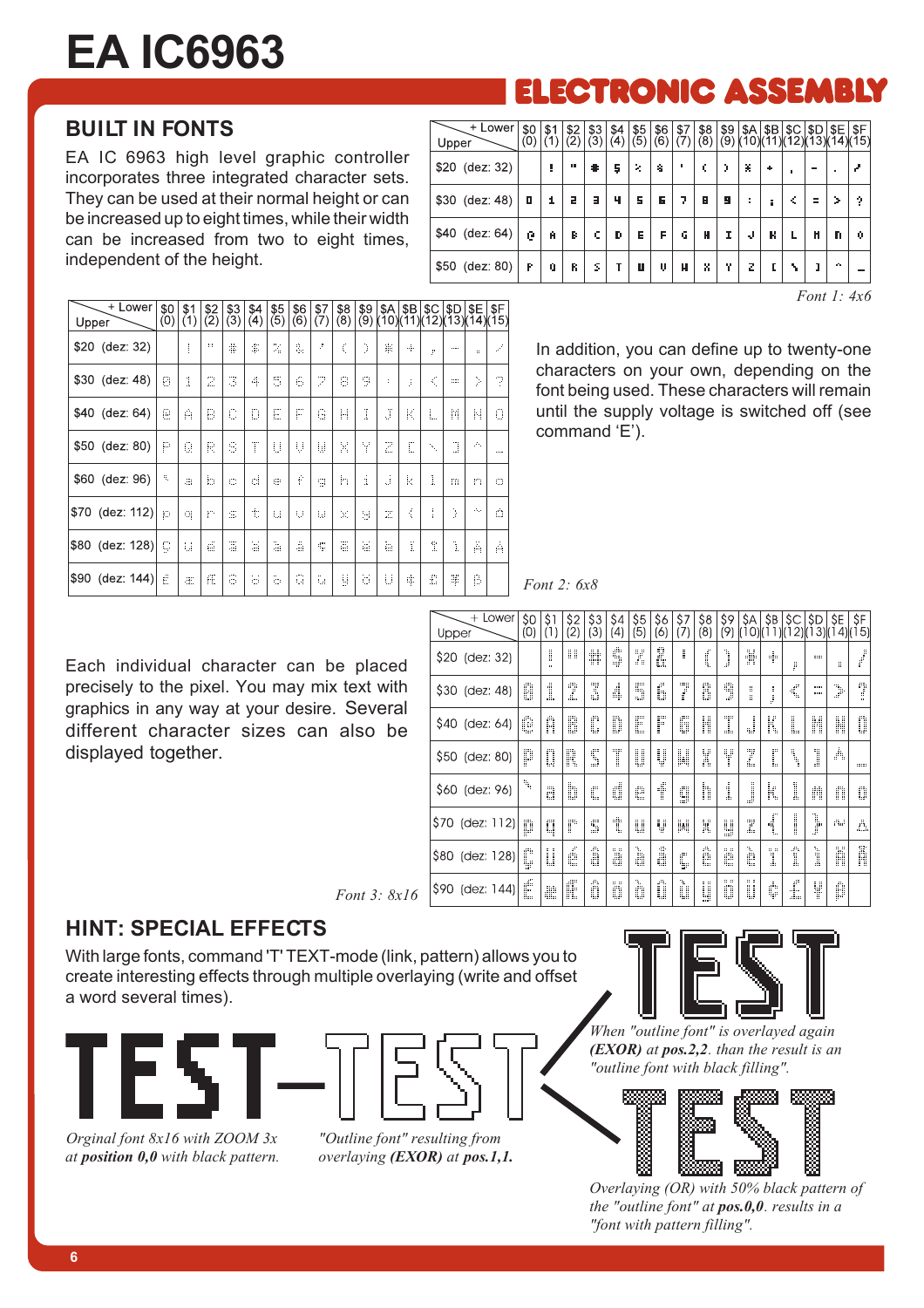# EA IC6963

## BUILT IN FONTS

EA IC 6963 high level graphic controller incorporates three integrated character sets. They can be used at their normal height or can be increased up to eight times, while their width can be increased from two to eight times, independent of the height.

| Upper \ + Lower | $0 (0) | $1 (1) | $2 (2) | $3 (3) | $4 (4) | $5 (5) | $6 (6) | $7 (7) | $8 (8) | $9 (9) | $A (10) | $B (11) | $C (12) | $D (13) | $E (14) | $F (15) |
|---|---|---|---|---|---|---|---|---|---|---|---|---|---|---|---|---|
| $20 (dez: 32) | | ! | " | # | $ | % | & | ' | ( | ) | * | + | , | - | . | / |
| $30 (dez: 48) | 0 | 1 | 2 | 3 | 4 | 5 | 6 | 7 | 8 | 9 | : | ; | < | = | > | ? |
| $40 (dez: 64) | @ | A | B | C | D | E | F | G | H | I | J | K | L | M | N | O |
| $50 (dez: 80) | P | Q | R | S | T | U | V | W | X | Y | Z | [ | \ | ] | ^ | _ |

*Font 1: 4x6*

| Upper \ + Lower | $0 (0) | $1 (1) | $2 (2) | $3 (3) | $4 (4) | $5 (5) | $6 (6) | $7 (7) | $8 (8) | $9 (9) | $A (10) | $B (11) | $C (12) | $D (13) | $E (14) | $F (15) |
|---|---|---|---|---|---|---|---|---|---|---|---|---|---|---|---|---|
| $20 (dez: 32) | | ! | " | # | $ | % | & | ' | ( | ) | * | + | , | - | . | / |
| $30 (dez: 48) | 0 | 1 | 2 | 3 | 4 | 5 | 6 | 7 | 8 | 9 | : | ; | < | = | > | ? |
| $40 (dez: 64) | @ | A | B | C | D | E | F | G | H | I | J | K | L | M | N | O |
| $50 (dez: 80) | P | Q | R | S | T | U | V | W | X | Y | Z | [ | \ | ] | ^ | _ |
| $60 (dez: 96) | ` | a | b | c | d | e | f | g | h | i | j | k | l | m | n | o |
| $70 (dez: 112) | p | q | r | s | t | u | v | w | x | y | z | { | \| | } | ~ | ⌂ |
| $80 (dez: 128) | Ç | ü | é | â | ä | à | å | ç | ê | ë | è | ï | î | ì | Ä | Å |
| $90 (dez: 144) | É | æ | Æ | ô | ö | ò | û | ù | ÿ | Ö | Ü | ¢ | £ | ¥ | ß | |

*Font 2: 6x8*

In addition, you can define up to twenty-one characters on your own, depending on the font being used. These characters will remain until the supply voltage is switched off (see command 'E').

Each individual character can be placed precisely to the pixel. You may mix text with graphics in any way at your desire. Several different character sizes can also be displayed together.

| Upper \ + Lower | $0 (0) | $1 (1) | $2 (2) | $3 (3) | $4 (4) | $5 (5) | $6 (6) | $7 (7) | $8 (8) | $9 (9) | $A (10) | $B (11) | $C (12) | $D (13) | $E (14) | $F (15) |
|---|---|---|---|---|---|---|---|---|---|---|---|---|---|---|---|---|
| $20 (dez: 32) | | ! | " | # | $ | % | & | ' | ( | ) | * | + | , | - | . | / |
| $30 (dez: 48) | 0 | 1 | 2 | 3 | 4 | 5 | 6 | 7 | 8 | 9 | : | ; | < | = | > | ? |
| $40 (dez: 64) | @ | A | B | C | D | E | F | G | H | I | J | K | L | M | N | O |
| $50 (dez: 80) | P | Q | R | S | T | U | V | W | X | Y | Z | [ | \ | ] | ^ | _ |
| $60 (dez: 96) | ` | a | b | c | d | e | f | g | h | i | j | k | l | m | n | o |
| $70 (dez: 112) | p | q | r | s | t | u | v | w | x | y | z | { | \| | } | ~ | ⌂ |
| $80 (dez: 128) | Ç | ü | é | â | ä | à | å | ç | ê | ë | è | ï | î | ì | Ä | Å |
| $90 (dez: 144) | É | æ | Æ | ô | ö | ò | û | ù | ÿ | Ö | Ü | ¢ | £ | ¥ | ß | |

*Font 3: 8x16*

## HINT: SPECIAL EFFECTS

With large fonts, command 'T' TEXT-mode (link, pattern) allows you to create interesting effects through multiple overlaying (write and offset a word several times).

*Orginal font 8x16 with ZOOM 3x at **position 0,0** with black pattern.*

*"Outline font" resulting from overlaying **(EXOR)** at **pos.1,1.***

*When "outline font" is overlayed again **(EXOR)** at **pos.2,2**. than the result is an "outline font with black filling".*

*Overlaying (OR) with 50% black pattern of the "outline font" at **pos.0,0**. results in a "font with pattern filling".*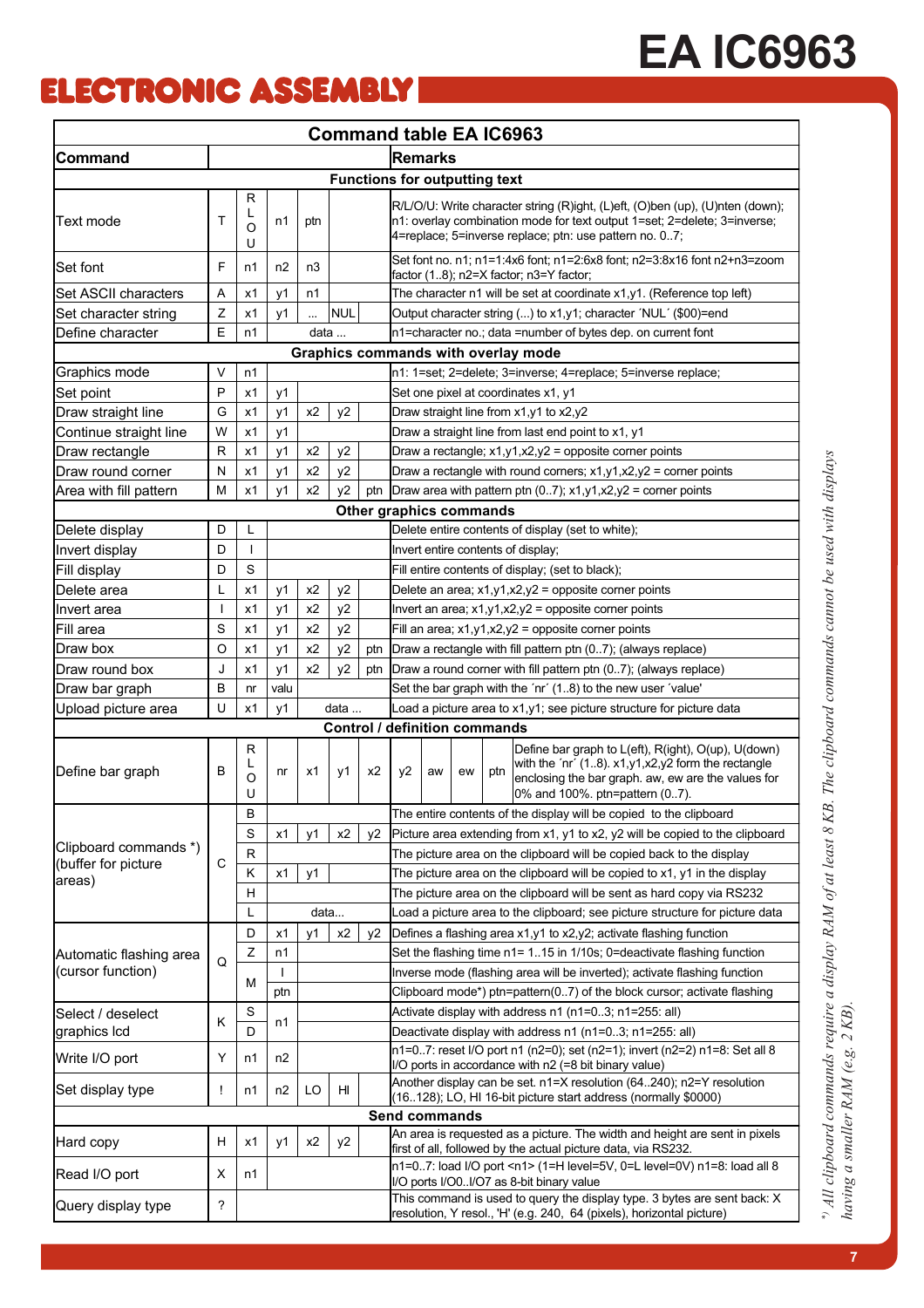# EA IC6963

## Command table EA IC6963

| Command | | | | | | | | Remarks |
|---|---|---|---|---|---|---|---|---|
| **Functions for outputting text** | | | | | | | | |
| Text mode | T | R L O U | n1 | ptn | | | | R/L/O/U: Write character string (R)ight, (L)eft, (O)ben (up), (U)nten (down); n1: overlay combination mode for text output 1=set; 2=delete; 3=inverse; 4=replace; 5=inverse replace; ptn: use pattern no. 0..7; |
| Set font | F | n1 | n2 | n3 | | | | Set font no. n1; n1=1:4x6 font; n1=2:6x8 font; n2=3:8x16 font n2+n3=zoom factor (1..8); n2=X factor; n3=Y factor; |
| Set ASCII characters | A | x1 | y1 | n1 | | | | The character n1 will be set at coordinate x1,y1. (Reference top left) |
| Set character string | Z | x1 | y1 | ... | NUL | | | Output character string (...) to x1,y1; character ´NUL´ ($00)=end |
| Define character | E | n1 | data ... | | | | | n1=character no.; data =number of bytes dep. on current font |
| **Graphics commands with overlay mode** | | | | | | | | |
| Graphics mode | V | n1 | | | | | | n1: 1=set; 2=delete; 3=inverse; 4=replace; 5=inverse replace; |
| Set point | P | x1 | y1 | | | | | Set one pixel at coordinates x1, y1 |
| Draw straight line | G | x1 | y1 | x2 | y2 | | | Draw straight line from x1,y1 to x2,y2 |
| Continue straight line | W | x1 | y1 | | | | | Draw a straight line from last end point to x1, y1 |
| Draw rectangle | R | x1 | y1 | x2 | y2 | | | Draw a rectangle; x1,y1,x2,y2 = opposite corner points |
| Draw round corner | N | x1 | y1 | x2 | y2 | | | Draw a rectangle with round corners; x1,y1,x2,y2 = corner points |
| Area with fill pattern | M | x1 | y1 | x2 | y2 | ptn | | Draw area with pattern ptn (0..7); x1,y1,x2,y2 = corner points |
| **Other graphics commands** | | | | | | | | |
| Delete display | D | L | | | | | | Delete entire contents of display (set to white); |
| Invert display | D | I | | | | | | Invert entire contents of display; |
| Fill display | D | S | | | | | | Fill entire contents of display; (set to black); |
| Delete area | L | x1 | y1 | x2 | y2 | | | Delete an area; x1,y1,x2,y2 = opposite corner points |
| Invert area | I | x1 | y1 | x2 | y2 | | | Invert an area; x1,y1,x2,y2 = opposite corner points |
| Fill area | S | x1 | y1 | x2 | y2 | | | Fill an area; x1,y1,x2,y2 = opposite corner points |
| Draw box | O | x1 | y1 | x2 | y2 | ptn | | Draw a rectangle with fill pattern ptn (0..7); (always replace) |
| Draw round box | J | x1 | y1 | x2 | y2 | ptn | | Draw a round corner with fill pattern ptn (0..7); (always replace) |
| Draw bar graph | B | nr | valu | | | | | Set the bar graph with the ´nr´ (1..8) to the new user ´value' |
| Upload picture area | U | x1 | y1 | data ... | | | | Load a picture area to x1,y1; see picture structure for picture data |
| **Control / definition commands** | | | | | | | | |
| Define bar graph | B | R L O U | nr | x1 | y1 | x2 | y2 aw ew ptn | Define bar graph to L(eft), R(ight), O(up), U(down) with the ´nr´ (1..8). x1,y1,x2,y2 form the rectangle enclosing the bar graph. aw, ew are the values for 0% and 100%. ptn=pattern (0..7). |
| Clipboard commands *) (buffer for picture areas) | C | B | | | | | | The entire contents of the display will be copied to the clipboard |
| | | S | x1 | y1 | x2 | y2 | | Picture area extending from x1, y1 to x2, y2 will be copied to the clipboard |
| | | R | | | | | | The picture area on the clipboard will be copied back to the display |
| | | K | x1 | y1 | | | | The picture area on the clipboard will be copied to x1, y1 in the display |
| | | H | | | | | | The picture area on the clipboard will be sent as hard copy via RS232 |
| | | L | data... | | | | | Load a picture area to the clipboard; see picture structure for picture data |
| Automatic flashing area (cursor function) | Q | D | x1 | y1 | x2 | y2 | | Defines a flashing area x1,y1 to x2,y2; activate flashing function |
| | | Z | n1 | | | | | Set the flashing time n1= 1..15 in 1/10s; 0=deactivate flashing function |
| | | M | I | | | | | Inverse mode (flashing area will be inverted); activate flashing function |
| | | M | ptn | | | | | Clipboard mode*) ptn=pattern(0..7) of the block cursor; activate flashing |
| Select / deselect graphics lcd | K | S | n1 | | | | | Activate display with address n1 (n1=0..3; n1=255: all) |
| | | D | n1 | | | | | Deactivate display with address n1 (n1=0..3; n1=255: all) |
| Write I/O port | Y | n1 | n2 | | | | | n1=0..7: reset I/O port n1 (n2=0); set (n2=1); invert (n2=2) n1=8: Set all 8 I/O ports in accordance with n2 (=8 bit binary value) |
| Set display type | ! | n1 | n2 | LO | HI | | | Another display can be set. n1=X resolution (64..240); n2=Y resolution (16..128); LO, HI 16-bit picture start address (normally $0000) |
| **Send commands** | | | | | | | | |
| Hard copy | H | x1 | y1 | x2 | y2 | | | An area is requested as a picture. The width and height are sent in pixels first of all, followed by the actual picture data, via RS232. |
| Read I/O port | X | n1 | | | | | | n1=0..7: load I/O port <n1> (1=H level=5V, 0=L level=0V) n1=8: load all 8 I/O ports I/O0..I/O7 as 8-bit binary value |
| Query display type | ? | | | | | | | This command is used to query the display type. 3 bytes are sent back: X resolution, Y resol., 'H' (e.g. 240, 64 (pixels), horizontal picture) |

*) All clipboard commands require a display RAM of at least 8 KB. The clipboard commands cannot be used with displays having a smaller RAM (e.g. 2 KB).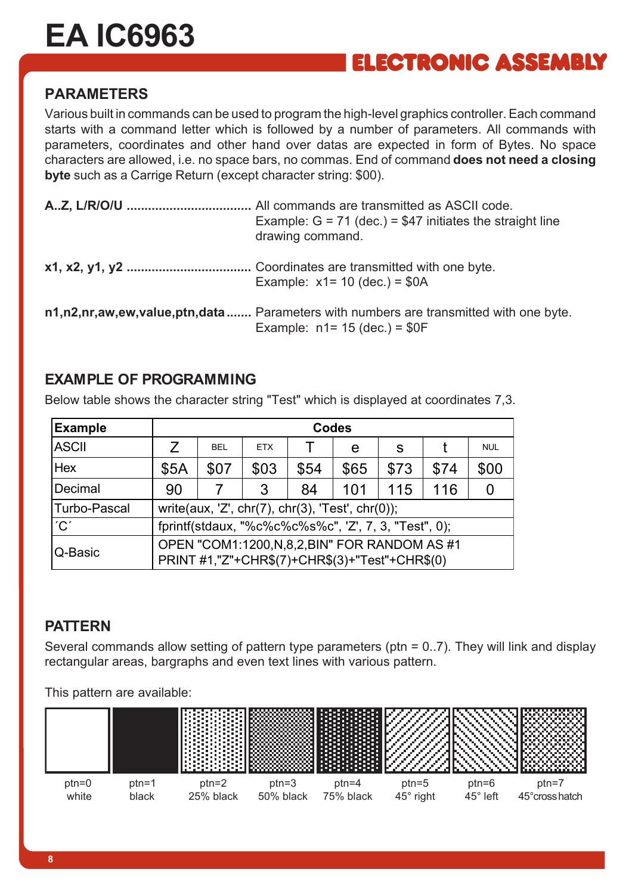# EA IC6963

## PARAMETERS

Various built in commands can be used to program the high-level graphics controller. Each command starts with a command letter which is followed by a number of parameters. All commands with parameters, coordinates and other hand over datas are expected in form of Bytes. No space characters are allowed, i.e. no space bars, no commas. End of command **does not need a closing byte** such as a Carrige Return (except character string: $00).

**A..Z, L/R/O/U** .................................. All commands are transmitted as ASCII code.
Example: G = 71 (dec.) = $47 initiates the straight line drawing command.

**x1, x2, y1, y2** .................................. Coordinates are transmitted with one byte.
Example: x1= 10 (dec.) = $0A

**n1,n2,nr,aw,ew,value,ptn,data** ....... Parameters with numbers are transmitted with one byte.
Example: n1= 15 (dec.) = $0F

## EXAMPLE OF PROGRAMMING

Below table shows the character string "Test" which is displayed at coordinates 7,3.

| Example | Codes | | | | | | | |
|---|---|---|---|---|---|---|---|---|
| ASCII | Z | BEL | ETX | T | e | s | t | NUL |
| Hex | $5A | $07 | $03 | $54 | $65 | $73 | $74 | $00 |
| Decimal | 90 | 7 | 3 | 84 | 101 | 115 | 116 | 0 |
| Turbo-Pascal | write(aux, 'Z', chr(7), chr(3), 'Test', chr(0)); | | | | | | | |
| ´C´ | fprintf(stdaux, "%c%c%c%s%c", 'Z', 7, 3, "Test", 0); | | | | | | | |
| Q-Basic | OPEN "COM1:1200,N,8,2,BIN" FOR RANDOM AS #1<br>PRINT #1,"Z"+CHR$(7)+CHR$(3)+"Test"+CHR$(0) | | | | | | | |

## PATTERN

Several commands allow setting of pattern type parameters (ptn = 0..7). They will link and display rectangular areas, bargraphs and even text lines with various pattern.

This pattern are available:

ptn=0 white | ptn=1 black | ptn=2 25% black | ptn=3 50% black | ptn=4 75% black | ptn=5 45° right | ptn=6 45° left | ptn=7 45° cross hatch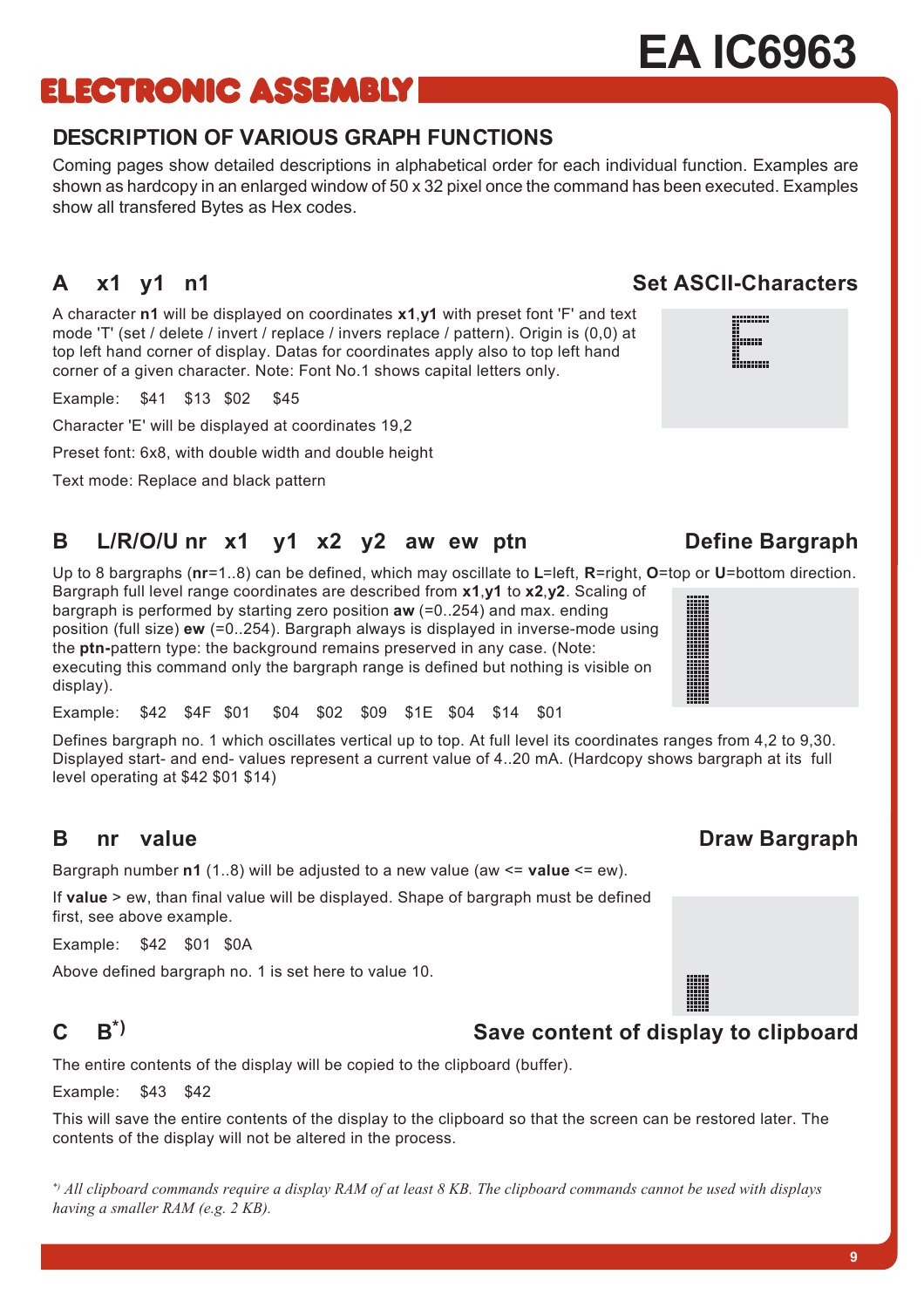## DESCRIPTION OF VARIOUS GRAPH FUNCTIONS

Coming pages show detailed descriptions in alphabetical order for each individual function. Examples are shown as hardcopy in an enlarged window of 50 x 32 pixel once the command has been executed. Examples show all transfered Bytes as Hex codes.

### A x1 y1 n1 — Set ASCII-Characters

A character **n1** will be displayed on coordinates **x1**,**y1** with preset font 'F' and text mode 'T' (set / delete / invert / replace / invers replace / pattern). Origin is (0,0) at top left hand corner of display. Datas for coordinates apply also to top left hand corner of a given character. Note: Font No.1 shows capital letters only.

Example: $41 $13 $02 $45

Character 'E' will be displayed at coordinates 19,2

Preset font: 6x8, with double width and double height

Text mode: Replace and black pattern

### B L/R/O/U nr x1 y1 x2 y2 aw ew ptn — Define Bargraph

Up to 8 bargraphs (**nr**=1..8) can be defined, which may oscillate to **L**=left, **R**=right, **O**=top or **U**=bottom direction. Bargraph full level range coordinates are described from **x1**,**y1** to **x2**,**y2**. Scaling of bargraph is performed by starting zero position **aw** (=0..254) and max. ending position (full size) **ew** (=0..254). Bargraph always is displayed in inverse-mode using the **ptn-**pattern type: the background remains preserved in any case. (Note: executing this command only the bargraph range is defined but nothing is visible on display).

Example: $42 $4F $01 $04 $02 $09 $1E $04 $14 $01

Defines bargraph no. 1 which oscillates vertical up to top. At full level its coordinates ranges from 4,2 to 9,30. Displayed start- and end- values represent a current value of 4..20 mA. (Hardcopy shows bargraph at its full level operating at $42 $01 $14)

### B nr value — Draw Bargraph

Bargraph number **n1** (1..8) will be adjusted to a new value (aw <= **value** <= ew).

If **value** > ew, than final value will be displayed. Shape of bargraph must be defined first, see above example.

Example: $42 $01 $0A

Above defined bargraph no. 1 is set here to value 10.

### C B*) — Save content of display to clipboard

The entire contents of the display will be copied to the clipboard (buffer).

Example: $43 $42

This will save the entire contents of the display to the clipboard so that the screen can be restored later. The contents of the display will not be altered in the process.

*\*) All clipboard commands require a display RAM of at least 8 KB. The clipboard commands cannot be used with displays having a smaller RAM (e.g. 2 KB).*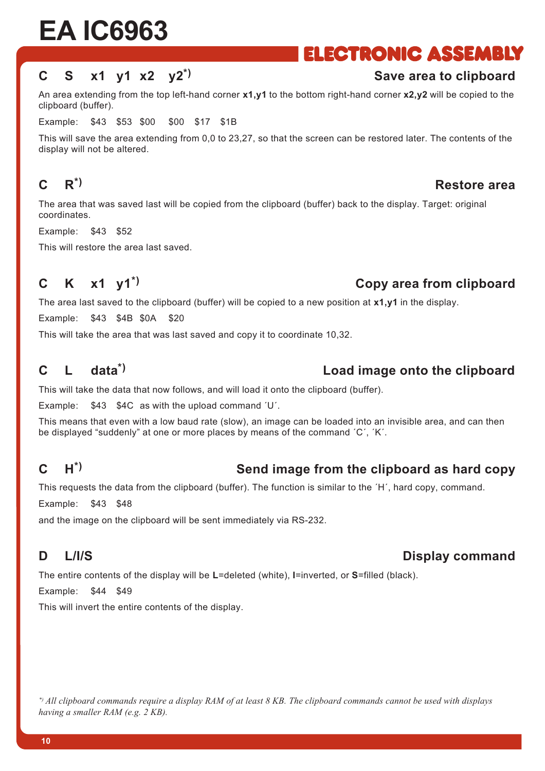## C S x1 y1 x2 y2*) — Save area to clipboard

An area extending from the top left-hand corner **x1,y1** to the bottom right-hand corner **x2,y2** will be copied to the clipboard (buffer).

Example: $43 $53 $00 $00 $17 $1B

This will save the area extending from 0,0 to 23,27, so that the screen can be restored later. The contents of the display will not be altered.

## C R*) — Restore area

The area that was saved last will be copied from the clipboard (buffer) back to the display. Target: original coordinates.

Example: $43 $52

This will restore the area last saved.

## C K x1 y1*) — Copy area from clipboard

The area last saved to the clipboard (buffer) will be copied to a new position at **x1,y1** in the display.

Example: $43 $4B $0A $20

This will take the area that was last saved and copy it to coordinate 10,32.

## C L data*) — Load image onto the clipboard

This will take the data that now follows, and will load it onto the clipboard (buffer).

Example: $43 $4C as with the upload command ´U´.

This means that even with a low baud rate (slow), an image can be loaded into an invisible area, and can then be displayed "suddenly" at one or more places by means of the command ´C´, ´K´.

## C H*) — Send image from the clipboard as hard copy

This requests the data from the clipboard (buffer). The function is similar to the ´H´, hard copy, command.

Example: $43 $48

and the image on the clipboard will be sent immediately via RS-232.

## D L/I/S — Display command

The entire contents of the display will be **L**=deleted (white), **I**=inverted, or **S**=filled (black).

Example: $44 $49

This will invert the entire contents of the display.

*\*) All clipboard commands require a display RAM of at least 8 KB. The clipboard commands cannot be used with displays having a smaller RAM (e.g. 2 KB).*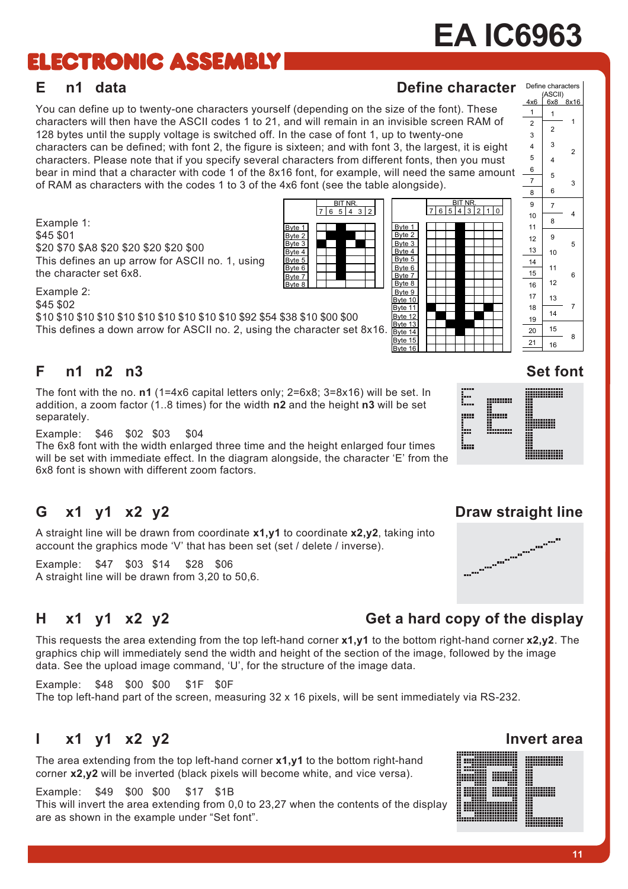## E n1 data — Define character

You can define up to twenty-one characters yourself (depending on the size of the font). These characters will then have the ASCII codes 1 to 21, and will remain in an invisible screen RAM of 128 bytes until the supply voltage is switched off. In the case of font 1, up to twenty-one characters can be defined; with font 2, the figure is sixteen; and with font 3, the largest, it is eight characters. Please note that if you specify several characters from different fonts, then you must bear in mind that a character with code 1 of the 8x16 font, for example, will need the same amount of RAM as characters with the codes 1 to 3 of the 4x6 font (see the table alongside).

Define characters (ASCII)

| 4x6 | 6x8 | 8x16 |
|---|---|---|
| 1 | 1 | 1 |
| 2 | 2 | |
| 3 | | |
| 4 | 3 | 2 |
| 5 | 4 | |
| 6 | | |
| 7 | 5 | 3 |
| 8 | 6 | |
| 9 | 7 | 4 |
| 10 | | |
| 11 | 8 | |
| 12 | 9 | 5 |
| 13 | 10 | |
| 14 | | |
| 15 | 11 | 6 |
| 16 | 12 | |
| 17 | 13 | 7 |
| 18 | | |
| 19 | 14 | |
| 20 | 15 | 8 |
| 21 | 16 | |

Example 1:
$45 $01
$20 $70 $A8 $20 $20 $20 $20 $00
This defines an up arrow for ASCII no. 1, using the character set 6x8.

Example 2:
$45 $02
$10 $10 $10 $10 $10 $10 $10 $10 $10 $10 $92 $54 $38 $10 $00 $00
This defines a down arrow for ASCII no. 2, using the character set 8x16.

## F n1 n2 n3 — Set font

The font with the no. **n1** (1=4x6 capital letters only; 2=6x8; 3=8x16) will be set. In addition, a zoom factor (1..8 times) for the width **n2** and the height **n3** will be set separately.

Example: $46 $02 $03 $04
The 6x8 font with the width enlarged three time and the height enlarged four times will be set with immediate effect. In the diagram alongside, the character 'E' from the 6x8 font is shown with different zoom factors.

## G x1 y1 x2 y2 — Draw straight line

A straight line will be drawn from coordinate **x1,y1** to coordinate **x2,y2**, taking into account the graphics mode 'V' that has been set (set / delete / inverse).

Example: $47 $03 $14 $28 $06
A straight line will be drawn from 3,20 to 50,6.

## H x1 y1 x2 y2 — Get a hard copy of the display

This requests the area extending from the top left-hand corner **x1,y1** to the bottom right-hand corner **x2,y2**. The graphics chip will immediately send the width and height of the section of the image, followed by the image data. See the upload image command, 'U', for the structure of the image data.

Example: $48 $00 $00 $1F $0F
The top left-hand part of the screen, measuring 32 x 16 pixels, will be sent immediately via RS-232.

## I x1 y1 x2 y2 — Invert area

The area extending from the top left-hand corner **x1,y1** to the bottom right-hand corner **x2,y2** will be inverted (black pixels will become white, and vice versa).

Example: $49 $00 $00 $17 $1B
This will invert the area extending from 0,0 to 23,27 when the contents of the display are as shown in the example under "Set font".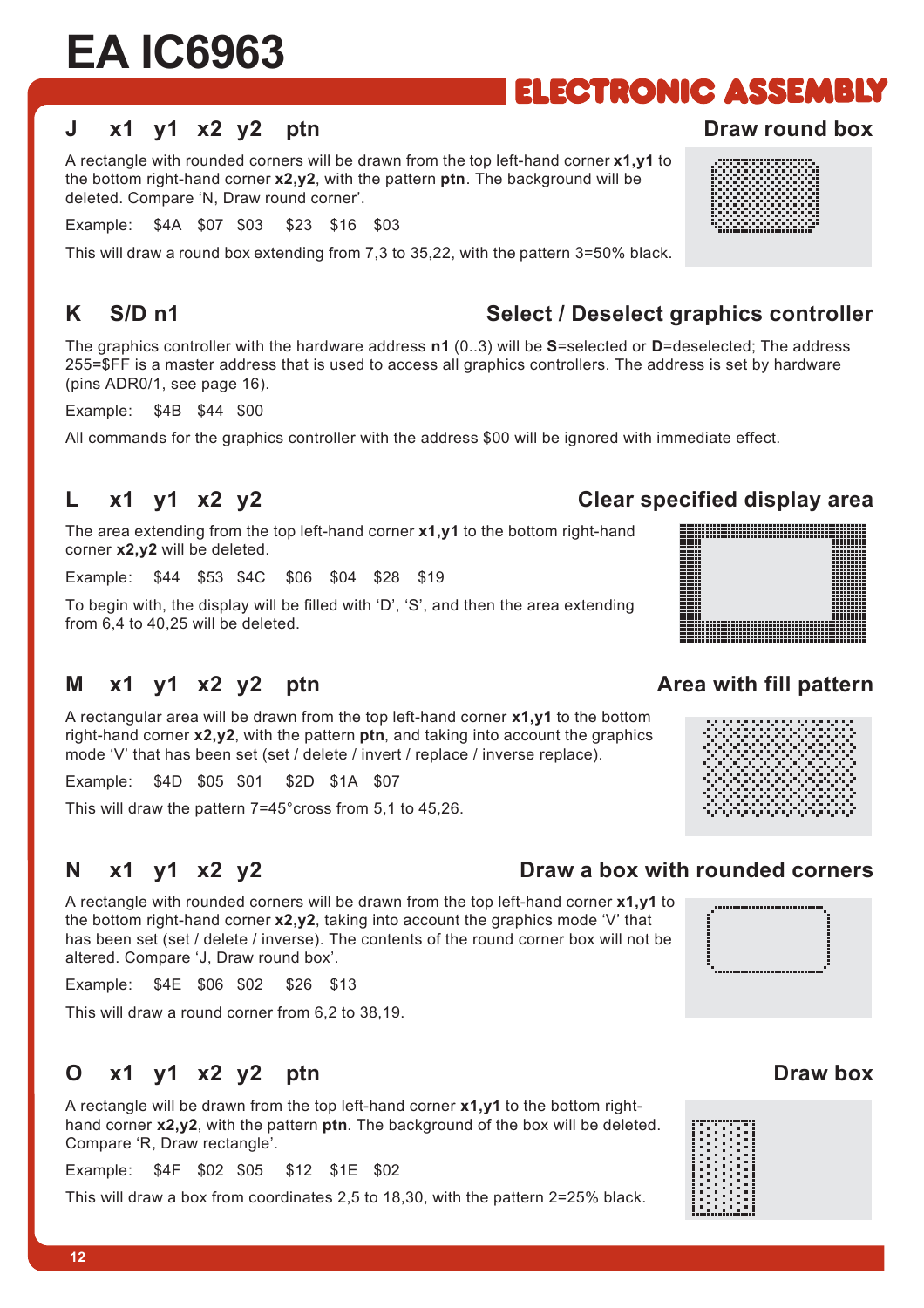## J x1 y1 x2 y2 ptn — Draw round box

A rectangle with rounded corners will be drawn from the top left-hand corner **x1,y1** to the bottom right-hand corner **x2,y2**, with the pattern **ptn**. The background will be deleted. Compare 'N, Draw round corner'.

Example: $4A $07 $03 $23 $16 $03

This will draw a round box extending from 7,3 to 35,22, with the pattern 3=50% black.

## K S/D n1 — Select / Deselect graphics controller

The graphics controller with the hardware address **n1** (0..3) will be **S**=selected or **D**=deselected; The address 255=$FF is a master address that is used to access all graphics controllers. The address is set by hardware (pins ADR0/1, see page 16).

Example: $4B $44 $00

All commands for the graphics controller with the address $00 will be ignored with immediate effect.

## L x1 y1 x2 y2 — Clear specified display area

The area extending from the top left-hand corner **x1,y1** to the bottom right-hand corner **x2,y2** will be deleted.

Example: $44 $53 $4C $06 $04 $28 $19

To begin with, the display will be filled with 'D', 'S', and then the area extending from 6,4 to 40,25 will be deleted.

## M x1 y1 x2 y2 ptn — Area with fill pattern

A rectangular area will be drawn from the top left-hand corner **x1,y1** to the bottom right-hand corner **x2,y2**, with the pattern **ptn**, and taking into account the graphics mode 'V' that has been set (set / delete / invert / replace / inverse replace).

Example: $4D $05 $01 $2D $1A $07

This will draw the pattern 7=45°cross from 5,1 to 45,26.

## N x1 y1 x2 y2 — Draw a box with rounded corners

A rectangle with rounded corners will be drawn from the top left-hand corner **x1,y1** to the bottom right-hand corner **x2,y2**, taking into account the graphics mode 'V' that has been set (set / delete / inverse). The contents of the round corner box will not be altered. Compare 'J, Draw round box'.

Example: $4E $06 $02 $26 $13

This will draw a round corner from 6,2 to 38,19.

## O x1 y1 x2 y2 ptn — Draw box

A rectangle will be drawn from the top left-hand corner **x1,y1** to the bottom right-hand corner **x2,y2**, with the pattern **ptn**. The background of the box will be deleted. Compare 'R, Draw rectangle'.

Example: $4F $02 $05 $12 $1E $02

This will draw a box from coordinates 2,5 to 18,30, with the pattern 2=25% black.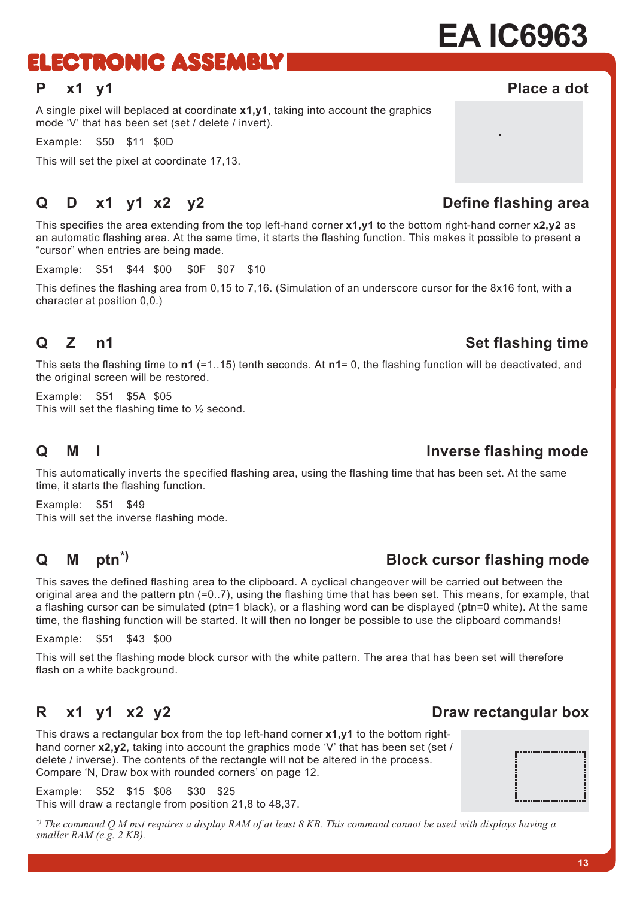## P x1 y1 — Place a dot

A single pixel will beplaced at coordinate **x1,y1**, taking into account the graphics mode 'V' that has been set (set / delete / invert).

Example: $50 $11 $0D

This will set the pixel at coordinate 17,13.

## Q D x1 y1 x2 y2 — Define flashing area

This specifies the area extending from the top left-hand corner **x1,y1** to the bottom right-hand corner **x2,y2** as an automatic flashing area. At the same time, it starts the flashing function. This makes it possible to present a "cursor" when entries are being made.

Example: $51 $44 $00 $0F $07 $10

This defines the flashing area from 0,15 to 7,16. (Simulation of an underscore cursor for the 8x16 font, with a character at position 0,0.)

## Q Z n1 — Set flashing time

This sets the flashing time to **n1** (=1..15) tenth seconds. At **n1**= 0, the flashing function will be deactivated, and the original screen will be restored.

Example: $51 $5A $05
This will set the flashing time to ½ second.

## Q M I — Inverse flashing mode

This automatically inverts the specified flashing area, using the flashing time that has been set. At the same time, it starts the flashing function.

Example: $51 $49
This will set the inverse flashing mode.

## Q M ptn*) — Block cursor flashing mode

This saves the defined flashing area to the clipboard. A cyclical changeover will be carried out between the original area and the pattern ptn (=0..7), using the flashing time that has been set. This means, for example, that a flashing cursor can be simulated (ptn=1 black), or a flashing word can be displayed (ptn=0 white). At the same time, the flashing function will be started. It will then no longer be possible to use the clipboard commands!

Example: $51 $43 $00

This will set the flashing mode block cursor with the white pattern. The area that has been set will therefore flash on a white background.

## R x1 y1 x2 y2 — Draw rectangular box

This draws a rectangular box from the top left-hand corner **x1,y1** to the bottom right-hand corner **x2,y2,** taking into account the graphics mode 'V' that has been set (set / delete / inverse). The contents of the rectangle will not be altered in the process. Compare 'N, Draw box with rounded corners' on page 12.

Example: $52 $15 $08 $30 $25
This will draw a rectangle from position 21,8 to 48,37.

*\*) The command Q M mst requires a display RAM of at least 8 KB. This command cannot be used with displays having a smaller RAM (e.g. 2 KB).*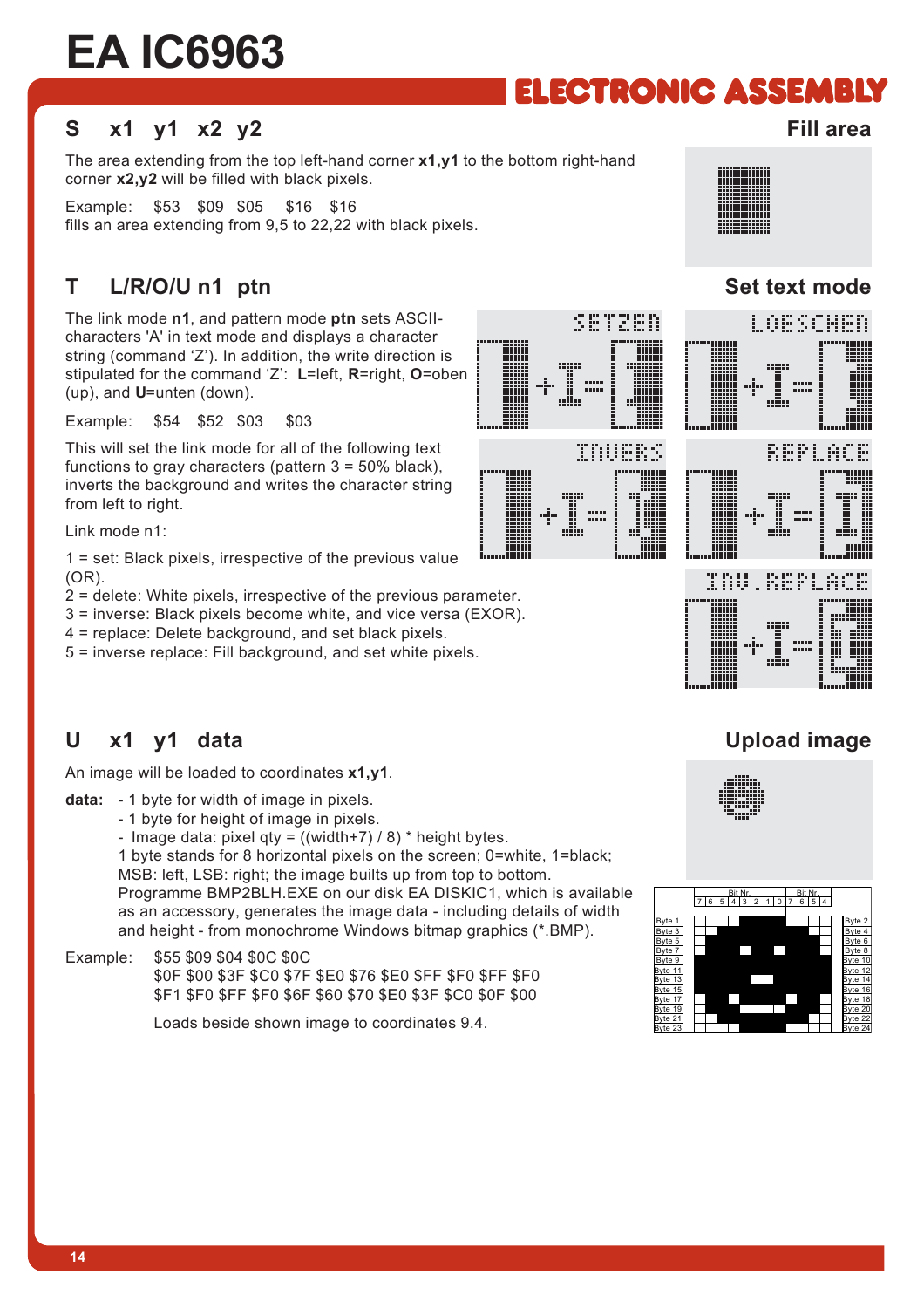# EA IC6963

## S x1 y1 x2 y2 — Fill area

The area extending from the top left-hand corner **x1,y1** to the bottom right-hand corner **x2,y2** will be filled with black pixels.

Example: $53 $09 $05 $16 $16
fills an area extending from 9,5 to 22,22 with black pixels.

## T L/R/O/U n1 ptn — Set text mode

The link mode **n1**, and pattern mode **ptn** sets ASCII-characters 'A' in text mode and displays a character string (command 'Z'). In addition, the write direction is stipulated for the command 'Z': **L**=left, **R**=right, **O**=oben (up), and **U**=unten (down).

Example: $54 $52 $03 $03

This will set the link mode for all of the following text functions to gray characters (pattern 3 = 50% black), inverts the background and writes the character string from left to right.

Link mode n1:

1 = set: Black pixels, irrespective of the previous value (OR).
2 = delete: White pixels, irrespective of the previous parameter.
3 = inverse: Black pixels become white, and vice versa (EXOR).
4 = replace: Delete background, and set black pixels.
5 = inverse replace: Fill background, and set white pixels.

SETZEN LOESCHEN INVERS REPLACE INV.REPLACE

## U x1 y1 data — Upload image

An image will be loaded to coordinates **x1,y1**.

**data:**
- 1 byte for width of image in pixels.
- 1 byte for height of image in pixels.
- Image data: pixel qty = ((width+7) / 8) * height bytes.

1 byte stands for 8 horizontal pixels on the screen; 0=white, 1=black; MSB: left, LSB: right; the image builts up from top to bottom. Programme BMP2BLH.EXE on our disk EA DISKIC1, which is available as an accessory, generates the image data - including details of width and height - from monochrome Windows bitmap graphics (*.BMP).

Example: $55 $09 $04 $0C $0C
$0F $00 $3F $C0 $7F $E0 $76 $E0 $FF $F0 $FF $F0
$F1 $F0 $FF $F0 $6F $60 $70 $E0 $3F $C0 $0F $00

Loads beside shown image to coordinates 9.4.

| | Bit Nr. 7 6 5 4 3 2 1 0 | Bit Nr. 7 6 5 4 | |
|---|---|---|---|
| Byte 1 | | | Byte 2 |
| Byte 3 | | | Byte 4 |
| Byte 5 | | | Byte 6 |
| Byte 7 | | | Byte 8 |
| Byte 9 | | | Byte 10 |
| Byte 11 | | | Byte 12 |
| Byte 13 | | | Byte 14 |
| Byte 15 | | | Byte 16 |
| Byte 17 | | | Byte 18 |
| Byte 19 | | | Byte 20 |
| Byte 21 | | | Byte 22 |
| Byte 23 | | | Byte 24 |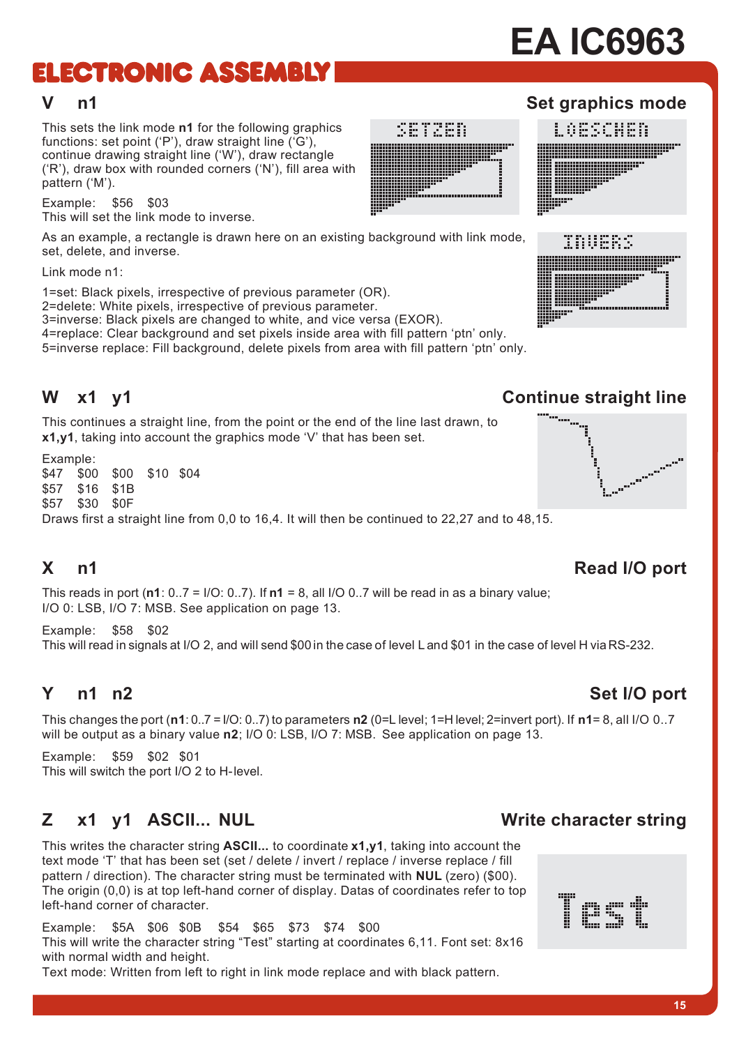## V n1 — Set graphics mode

This sets the link mode **n1** for the following graphics functions: set point ('P'), draw straight line ('G'), continue drawing straight line ('W'), draw rectangle ('R'), draw box with rounded corners ('N'), fill area with pattern ('M').

Example: $56 $03
This will set the link mode to inverse.

As an example, a rectangle is drawn here on an existing background with link mode, set, delete, and inverse.

Link mode n1:

1=set: Black pixels, irrespective of previous parameter (OR).
2=delete: White pixels, irrespective of previous parameter.
3=inverse: Black pixels are changed to white, and vice versa (EXOR).
4=replace: Clear background and set pixels inside area with fill pattern 'ptn' only.
5=inverse replace: Fill background, delete pixels from area with fill pattern 'ptn' only.

## W x1 y1 — Continue straight line

This continues a straight line, from the point or the end of the line last drawn, to **x1,y1**, taking into account the graphics mode 'V' that has been set.

Example:
$47 $00 $00 $10 $04
$57 $16 $1B
$57 $30 $0F
Draws first a straight line from 0,0 to 16,4. It will then be continued to 22,27 and to 48,15.

## X n1 — Read I/O port

This reads in port (**n1**: 0..7 = I/O: 0..7). If **n1** = 8, all I/O 0..7 will be read in as a binary value; I/O 0: LSB, I/O 7: MSB. See application on page 13.

Example: $58 $02
This will read in signals at I/O 2, and will send $00 in the case of level L and $01 in the case of level H via RS-232.

## Y n1 n2 — Set I/O port

This changes the port (**n1**: 0..7 = I/O: 0..7) to parameters **n2** (0=L level; 1=H level; 2=invert port). If **n1**= 8, all I/O 0..7 will be output as a binary value **n2**; I/O 0: LSB, I/O 7: MSB. See application on page 13.

Example: $59 $02 $01
This will switch the port I/O 2 to H-level.

## Z x1 y1 ASCII... NUL — Write character string

This writes the character string **ASCII...** to coordinate **x1,y1**, taking into account the text mode 'T' that has been set (set / delete / invert / replace / inverse replace / fill pattern / direction). The character string must be terminated with **NUL** (zero) ($00). The origin (0,0) is at top left-hand corner of display. Datas of coordinates refer to top left-hand corner of character.

Example: $5A $06 $0B $54 $65 $73 $74 $00
This will write the character string "Test" starting at coordinates 6,11. Font set: 8x16 with normal width and height.
Text mode: Written from left to right in link mode replace and with black pattern.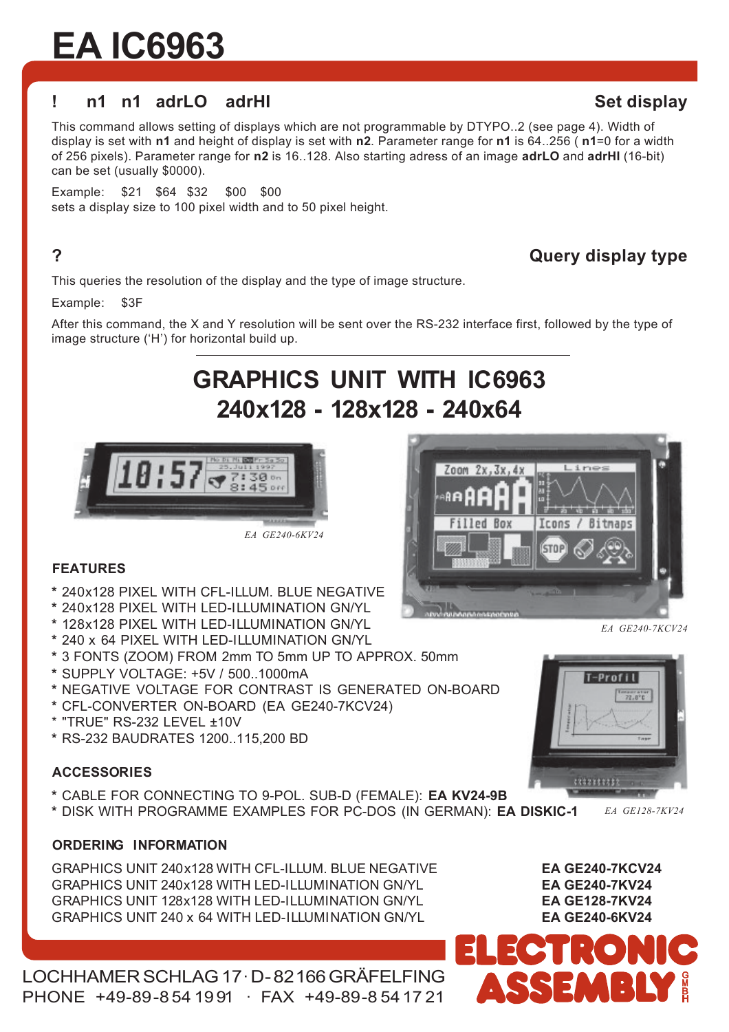# EA IC6963

### ! n1 n1 adrLO adrHI — Set display

This command allows setting of displays which are not programmable by DTYPO..2 (see page 4). Width of display is set with **n1** and height of display is set with **n2**. Parameter range for **n1** is 64..256 ( **n1**=0 for a width of 256 pixels). Parameter range for **n2** is 16..128. Also starting adress of an image **adrLO** and **adrHI** (16-bit) can be set (usually $0000).

Example: $21 $64 $32 $00 $00
sets a display size to 100 pixel width and to 50 pixel height.

### ? — Query display type

This queries the resolution of the display and the type of image structure.

Example: $3F

After this command, the X and Y resolution will be sent over the RS-232 interface first, followed by the type of image structure ('H') for horizontal build up.

## GRAPHICS UNIT WITH IC6963
## 240x128 - 128x128 - 240x64

*EA GE240-6KV24*

*EA GE240-7KCV24*

*EA GE128-7KV24*

### FEATURES

* 240x128 PIXEL WITH CFL-ILLUM. BLUE NEGATIVE
* 240x128 PIXEL WITH LED-ILLUMINATION GN/YL
* 128x128 PIXEL WITH LED-ILLUMINATION GN/YL
* 240 x 64 PIXEL WITH LED-ILLUMINATION GN/YL
* 3 FONTS (ZOOM) FROM 2mm TO 5mm UP TO APPROX. 50mm
* SUPPLY VOLTAGE: +5V / 500..1000mA
* NEGATIVE VOLTAGE FOR CONTRAST IS GENERATED ON-BOARD
* CFL-CONVERTER ON-BOARD (EA GE240-7KCV24)
* "TRUE" RS-232 LEVEL ±10V
* RS-232 BAUDRATES 1200..115,200 BD

### ACCESSORIES

* CABLE FOR CONNECTING TO 9-POL. SUB-D (FEMALE): **EA KV24-9B**
* DISK WITH PROGRAMME EXAMPLES FOR PC-DOS (IN GERMAN): **EA DISKIC-1**

### ORDERING INFORMATION

| | |
|---|---|
| GRAPHICS UNIT 240x128 WITH CFL-ILLUM. BLUE NEGATIVE | **EA GE240-7KCV24** |
| GRAPHICS UNIT 240x128 WITH LED-ILLUMINATION GN/YL | **EA GE240-7KV24** |
| GRAPHICS UNIT 128x128 WITH LED-ILLUMINATION GN/YL | **EA GE128-7KV24** |
| GRAPHICS UNIT 240 x 64 WITH LED-ILLUMINATION GN/YL | **EA GE240-6KV24** |

LOCHHAMER SCHLAG 17 · D-82166 GRÄFELFING
PHONE +49-89-8 54 19 91 · FAX +49-89-8 54 17 21

ELECTRONIC ASSEMBLY GMBH